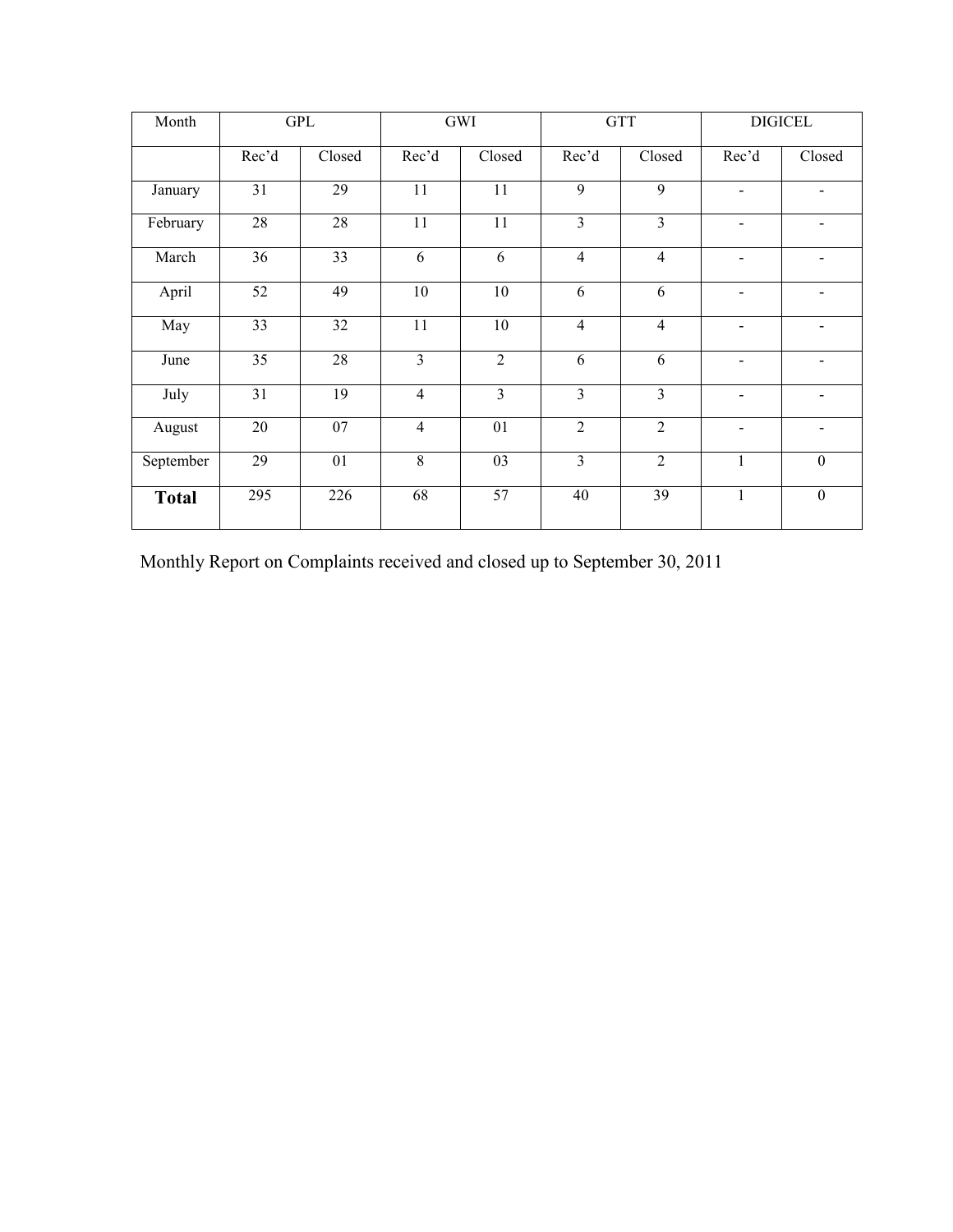| Month | GPL | | GWI | | GTT | | DIGICEL | |
|---|---|---|---|---|---|---|---|---|
| | Rec'd | Closed | Rec'd | Closed | Rec'd | Closed | Rec'd | Closed |
| January | 31 | 29 | 11 | 11 | 9 | 9 | - | - |
| February | 28 | 28 | 11 | 11 | 3 | 3 | - | - |
| March | 36 | 33 | 6 | 6 | 4 | 4 | - | - |
| April | 52 | 49 | 10 | 10 | 6 | 6 | - | - |
| May | 33 | 32 | 11 | 10 | 4 | 4 | - | - |
| June | 35 | 28 | 3 | 2 | 6 | 6 | - | - |
| July | 31 | 19 | 4 | 3 | 3 | 3 | - | - |
| August | 20 | 07 | 4 | 01 | 2 | 2 | - | - |
| September | 29 | 01 | 8 | 03 | 3 | 2 | 1 | 0 |
| **Total** | 295 | 226 | 68 | 57 | 40 | 39 | 1 | 0 |

Monthly Report on Complaints received and closed up to September 30, 2011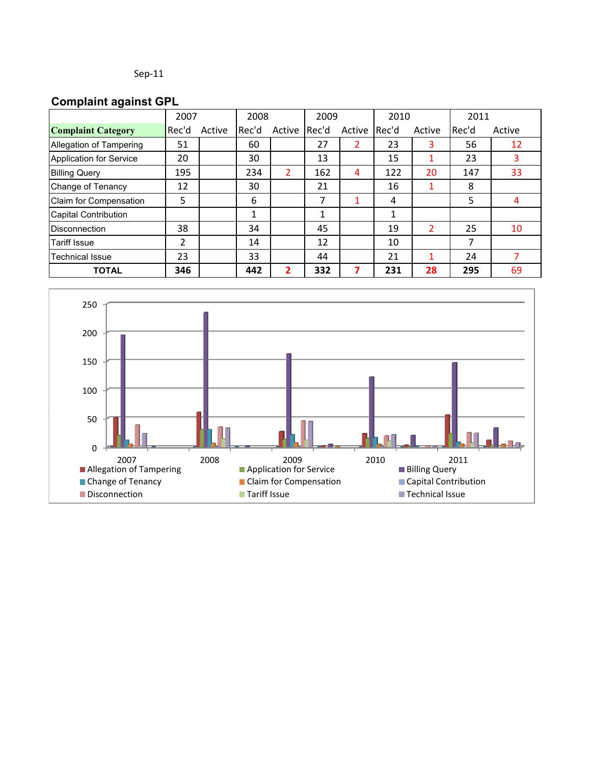Sep-11

## Complaint against GPL

| Complaint Category | 2007 | | 2008 | | 2009 | | 2010 | | 2011 | |
|---|---|---|---|---|---|---|---|---|---|---|
| | Rec'd | Active | Rec'd | Active | Rec'd | Active | Rec'd | Active | Rec'd | Active |
| Allegation of Tampering | 51 | | 60 | | 27 | 2 | 23 | 3 | 56 | 12 |
| Application for Service | 20 | | 30 | | 13 | | 15 | 1 | 23 | 3 |
| Billing Query | 195 | | 234 | 2 | 162 | 4 | 122 | 20 | 147 | 33 |
| Change of Tenancy | 12 | | 30 | | 21 | | 16 | 1 | 8 | |
| Claim for Compensation | 5 | | 6 | | 7 | 1 | 4 | | 5 | 4 |
| Capital Contribution | | | 1 | | 1 | | 1 | | | |
| Disconnection | 38 | | 34 | | 45 | | 19 | 2 | 25 | 10 |
| Tariff Issue | 2 | | 14 | | 12 | | 10 | | 7 | |
| Technical Issue | 23 | | 33 | | 44 | | 21 | 1 | 24 | 7 |
| **TOTAL** | **346** | | **442** | **2** | **332** | **7** | **231** | **28** | **295** | 69 |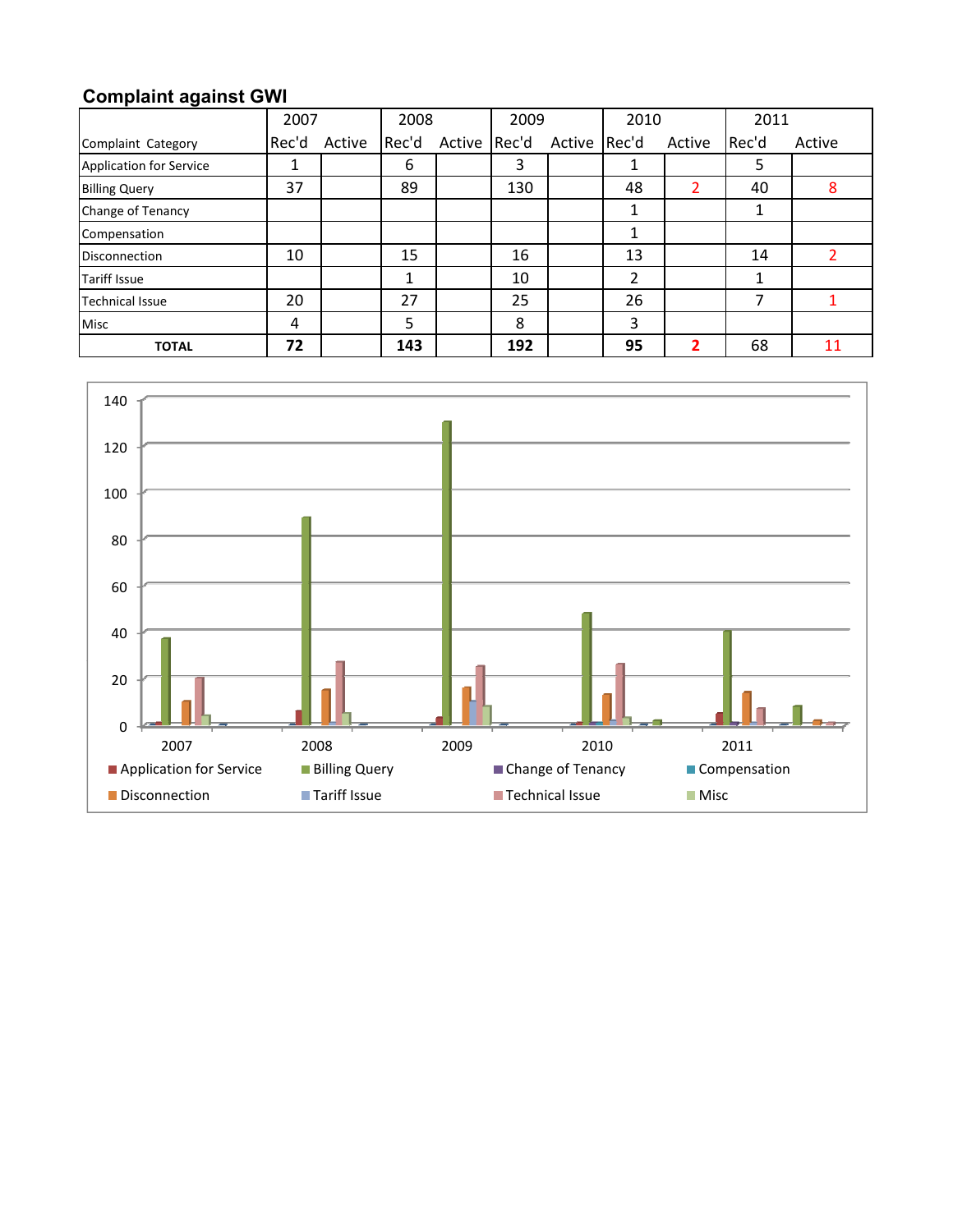**Complaint against GWI**

| Complaint Category | 2007 | | 2008 | | 2009 | | 2010 | | 2011 | |
|---|---|---|---|---|---|---|---|---|---|---|
| | Rec'd | Active | Rec'd | Active | Rec'd | Active | Rec'd | Active | Rec'd | Active |
| Application for Service | 1 | | 6 | | 3 | | 1 | | 5 | |
| Billing Query | 37 | | 89 | | 130 | | 48 | 2 | 40 | 8 |
| Change of Tenancy | | | | | | | 1 | | 1 | |
| Compensation | | | | | | | 1 | | | |
| Disconnection | 10 | | 15 | | 16 | | 13 | | 14 | 2 |
| Tariff Issue | | | 1 | | 10 | | 2 | | 1 | |
| Technical Issue | 20 | | 27 | | 25 | | 26 | | 7 | 1 |
| Misc | 4 | | 5 | | 8 | | 3 | | | |
| **TOTAL** | **72** | | **143** | | **192** | | **95** | **2** | 68 | 11 |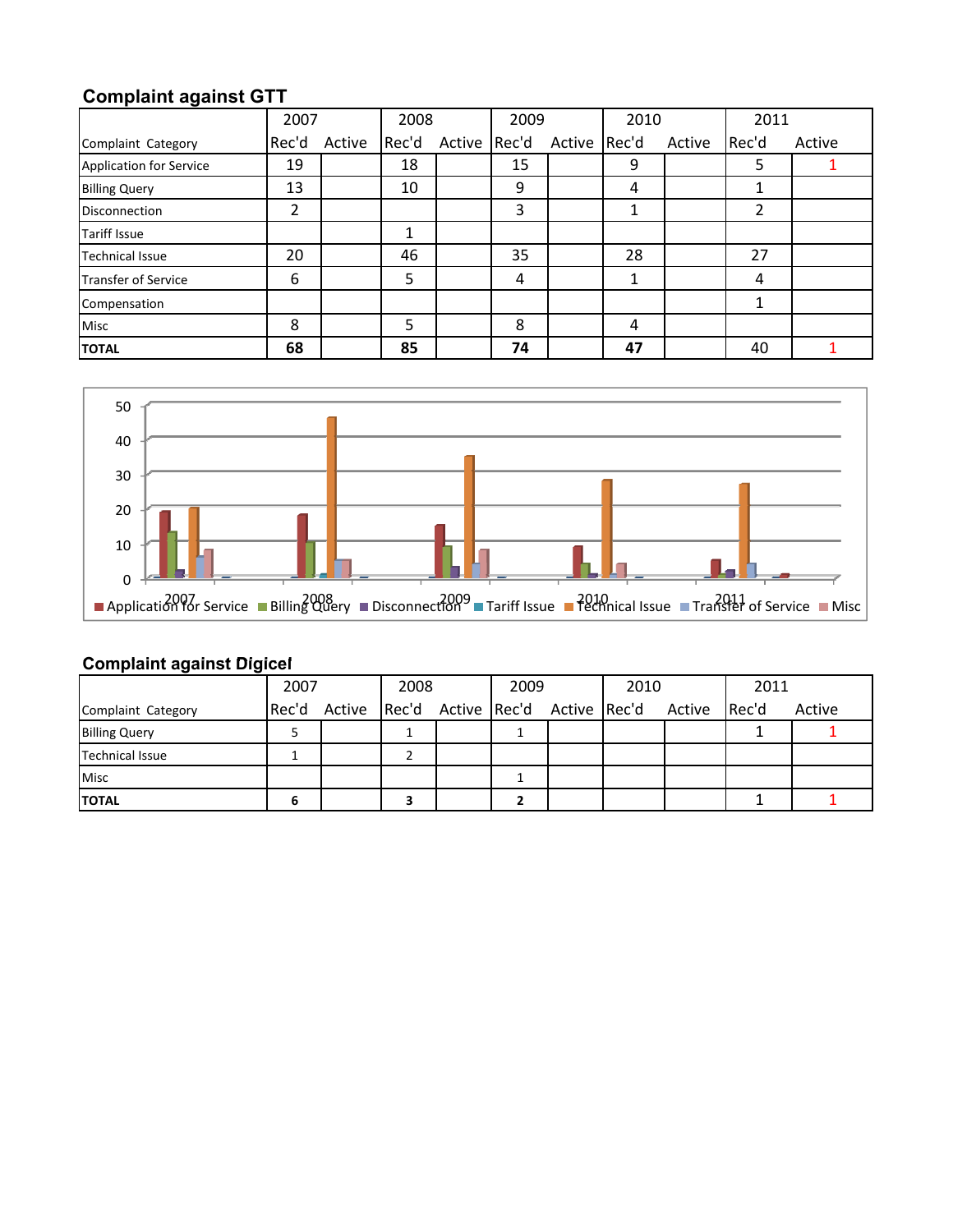## Complaint against GTT

| Complaint Category | 2007 | | 2008 | | 2009 | | 2010 | | 2011 | |
|---|---|---|---|---|---|---|---|---|---|---|
| | Rec'd | Active | Rec'd | Active | Rec'd | Active | Rec'd | Active | Rec'd | Active |
| Application for Service | 19 | | 18 | | 15 | | 9 | | 5 | 1 |
| Billing Query | 13 | | 10 | | 9 | | 4 | | 1 | |
| Disconnection | 2 | | | | 3 | | 1 | | 2 | |
| Tariff Issue | | | 1 | | | | | | | |
| Technical Issue | 20 | | 46 | | 35 | | 28 | | 27 | |
| Transfer of Service | 6 | | 5 | | 4 | | 1 | | 4 | |
| Compensation | | | | | | | | | 1 | |
| Misc | 8 | | 5 | | 8 | | 4 | | | |
| **TOTAL** | **68** | | **85** | | **74** | | **47** | | 40 | 1 |

50
40
30
20
10
0

2007 2008 2009 2010 2011

Application for Service  Billing Query  Disconnection  Tariff Issue  Technical Issue  Transfer of Service  Misc

## Complaint against Digicel

| Complaint Category | 2007 | | 2008 | | 2009 | | 2010 | | 2011 | |
|---|---|---|---|---|---|---|---|---|---|---|
| | Rec'd | Active | Rec'd | Active | Rec'd | Active | Rec'd | Active | Rec'd | Active |
| Billing Query | 5 | | 1 | | 1 | | | | 1 | 1 |
| Technical Issue | 1 | | 2 | | | | | | | |
| Misc | | | | | 1 | | | | | |
| **TOTAL** | **6** | | **3** | | **2** | | | | 1 | 1 |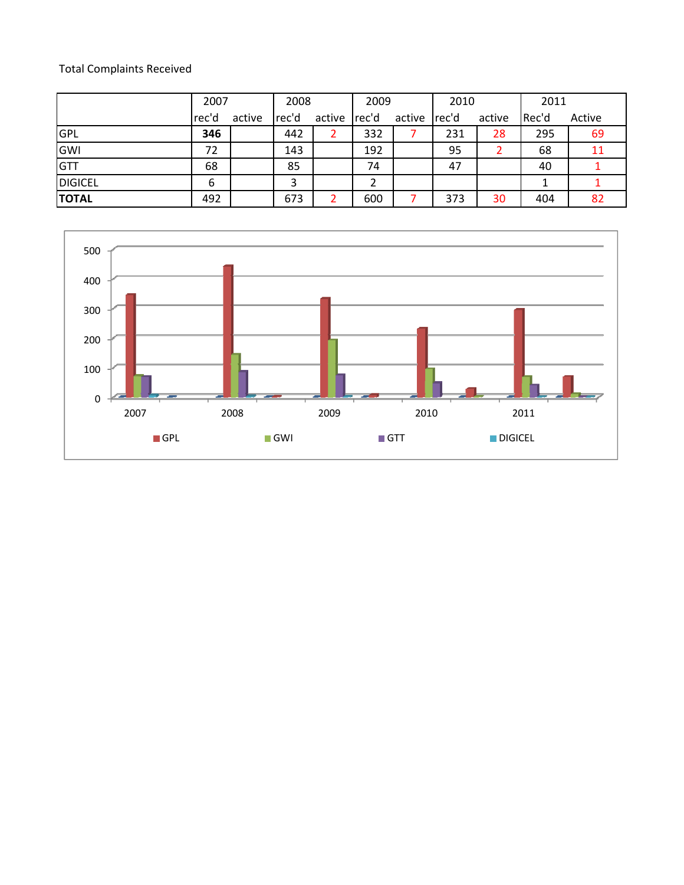Total Complaints Received

| | 2007 | | 2008 | | 2009 | | 2010 | | 2011 | |
|---|---|---|---|---|---|---|---|---|---|---|
| | rec'd | active | rec'd | active | rec'd | active | rec'd | active | Rec'd | Active |
| GPL | **346** | | 442 | 2 | 332 | 7 | 231 | 28 | 295 | 69 |
| GWI | 72 | | 143 | | 192 | | 95 | 2 | 68 | 11 |
| GTT | 68 | | 85 | | 74 | | 47 | | 40 | 1 |
| DIGICEL | 6 | | 3 | | 2 | | | | 1 | 1 |
| **TOTAL** | 492 | | 673 | 2 | 600 | 7 | 373 | 30 | 404 | 82 |

500
400
300
200
100
0

2007 2008 2009 2010 2011

GPL GWI GTT DIGICEL